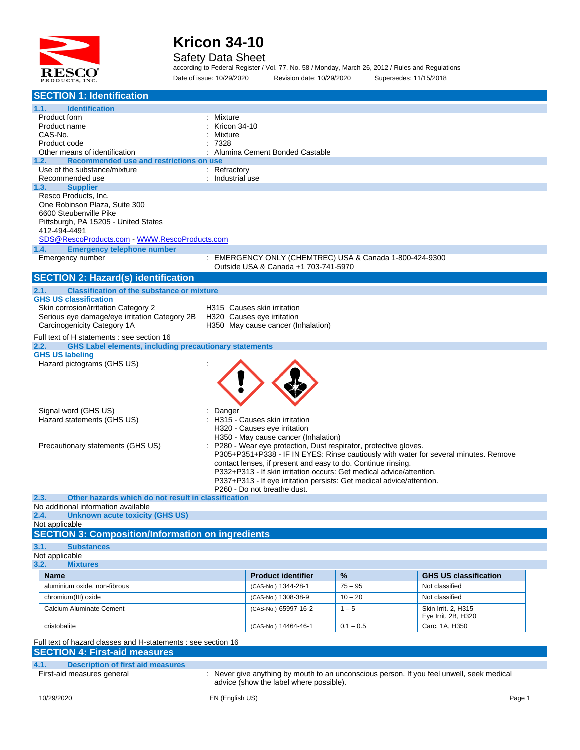# Kricon 34-10

## Safety Data Sheet

according to Federal Register / Vol. 77, No. 58 / Monday, March 26, 2012 / Rules and Regulations

Date of issue: 10/29/2020 Revision date: 10/29/2020 Supersedes: 11/15/2018

## SECTION 1: Identification

### 1.1. Identification

| | |
|---|---|
| Product form | : Mixture |
| Product name | : Kricon 34-10 |
| CAS-No. | : Mixture |
| Product code | : 7328 |
| Other means of identification | : Alumina Cement Bonded Castable |

### 1.2. Recommended use and restrictions on use

| | |
|---|---|
| Use of the substance/mixture | : Refractory |
| Recommended use | : Industrial use |

### 1.3. Supplier

Resco Products, Inc.
One Robinson Plaza, Suite 300
6600 Steubenville Pike
Pittsburgh, PA 15205 - United States
412-494-4491
SDS@RescoProducts.com - WWW.RescoProducts.com

### 1.4. Emergency telephone number

| | |
|---|---|
| Emergency number | : EMERGENCY ONLY (CHEMTREC) USA & Canada 1-800-424-9300<br>Outside USA & Canada +1 703-741-5970 |

## SECTION 2: Hazard(s) identification

### 2.1. Classification of the substance or mixture

**GHS US classification**

| | |
|---|---|
| Skin corrosion/irritation Category 2 | H315 Causes skin irritation |
| Serious eye damage/eye irritation Category 2B | H320 Causes eye irritation |
| Carcinogenicity Category 1A | H350 May cause cancer (Inhalation) |

Full text of H statements : see section 16

### 2.2. GHS Label elements, including precautionary statements

**GHS US labeling**

Hazard pictograms (GHS US) :

Signal word (GHS US) : Danger

Hazard statements (GHS US) :
- H315 - Causes skin irritation
- H320 - Causes eye irritation
- H350 - May cause cancer (Inhalation)

Precautionary statements (GHS US) :
- P280 - Wear eye protection, Dust respirator, protective gloves.
- P305+P351+P338 - IF IN EYES: Rinse cautiously with water for several minutes. Remove contact lenses, if present and easy to do. Continue rinsing.
- P332+P313 - If skin irritation occurs: Get medical advice/attention.
- P337+P313 - If eye irritation persists: Get medical advice/attention.
- P260 - Do not breathe dust.

### 2.3. Other hazards which do not result in classification

No additional information available

### 2.4. Unknown acute toxicity (GHS US)

Not applicable

## SECTION 3: Composition/Information on ingredients

### 3.1. Substances

Not applicable

### 3.2. Mixtures

| Name | Product identifier | % | GHS US classification |
|---|---|---|---|
| aluminium oxide, non-fibrous | (CAS-No.) 1344-28-1 | 75 – 95 | Not classified |
| chromium(III) oxide | (CAS-No.) 1308-38-9 | 10 – 20 | Not classified |
| Calcium Aluminate Cement | (CAS-No.) 65997-16-2 | 1 – 5 | Skin Irrit. 2, H315<br>Eye Irrit. 2B, H320 |
| cristobalite | (CAS-No.) 14464-46-1 | 0.1 – 0.5 | Carc. 1A, H350 |

Full text of hazard classes and H-statements : see section 16

## SECTION 4: First-aid measures

### 4.1. Description of first aid measures

| | |
|---|---|
| First-aid measures general | : Never give anything by mouth to an unconscious person. If you feel unwell, seek medical advice (show the label where possible). |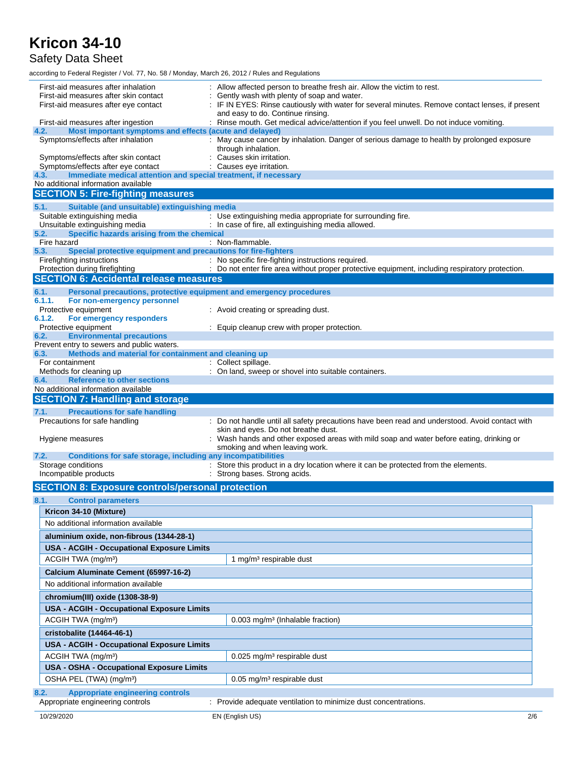First-aid measures after inhalation : Allow affected person to breathe fresh air. Allow the victim to rest.

First-aid measures after skin contact : Gently wash with plenty of soap and water.

First-aid measures after eye contact : IF IN EYES: Rinse cautiously with water for several minutes. Remove contact lenses, if present and easy to do. Continue rinsing.

First-aid measures after ingestion : Rinse mouth. Get medical advice/attention if you feel unwell. Do not induce vomiting.

### 4.2. Most important symptoms and effects (acute and delayed)

Symptoms/effects after inhalation : May cause cancer by inhalation. Danger of serious damage to health by prolonged exposure through inhalation.

Symptoms/effects after skin contact : Causes skin irritation.

Symptoms/effects after eye contact : Causes eye irritation.

### 4.3. Immediate medical attention and special treatment, if necessary

No additional information available

## SECTION 5: Fire-fighting measures

### 5.1. Suitable (and unsuitable) extinguishing media

Suitable extinguishing media : Use extinguishing media appropriate for surrounding fire.

Unsuitable extinguishing media : In case of fire, all extinguishing media allowed.

### 5.2. Specific hazards arising from the chemical

Fire hazard : Non-flammable.

### 5.3. Special protective equipment and precautions for fire-fighters

Firefighting instructions : No specific fire-fighting instructions required.

Protection during firefighting : Do not enter fire area without proper protective equipment, including respiratory protection.

## SECTION 6: Accidental release measures

### 6.1. Personal precautions, protective equipment and emergency procedures

#### 6.1.1. For non-emergency personnel

Protective equipment : Avoid creating or spreading dust.

#### 6.1.2. For emergency responders

Protective equipment : Equip cleanup crew with proper protection.

### 6.2. Environmental precautions

Prevent entry to sewers and public waters.

### 6.3. Methods and material for containment and cleaning up

For containment : Collect spillage.

Methods for cleaning up : On land, sweep or shovel into suitable containers.

### 6.4. Reference to other sections

No additional information available

## SECTION 7: Handling and storage

### 7.1. Precautions for safe handling

Precautions for safe handling : Do not handle until all safety precautions have been read and understood. Avoid contact with skin and eyes. Do not breathe dust.

Hygiene measures : Wash hands and other exposed areas with mild soap and water before eating, drinking or smoking and when leaving work.

### 7.2. Conditions for safe storage, including any incompatibilities

Storage conditions : Store this product in a dry location where it can be protected from the elements.

Incompatible products : Strong bases. Strong acids.

## SECTION 8: Exposure controls/personal protection

### 8.1. Control parameters

| **Kricon 34-10 (Mixture)** | |
|---|---|
| No additional information available | |
| **aluminium oxide, non-fibrous (1344-28-1)** | |
| **USA - ACGIH - Occupational Exposure Limits** | |
| ACGIH TWA (mg/m³) | 1 mg/m³ respirable dust |
| **Calcium Aluminate Cement (65997-16-2)** | |
| No additional information available | |
| **chromium(III) oxide (1308-38-9)** | |
| **USA - ACGIH - Occupational Exposure Limits** | |
| ACGIH TWA (mg/m³) | 0.003 mg/m³ (Inhalable fraction) |
| **cristobalite (14464-46-1)** | |
| **USA - ACGIH - Occupational Exposure Limits** | |
| ACGIH TWA (mg/m³) | 0.025 mg/m³ respirable dust |
| **USA - OSHA - Occupational Exposure Limits** | |
| OSHA PEL (TWA) (mg/m³) | 0.05 mg/m³ respirable dust |

### 8.2. Appropriate engineering controls

Appropriate engineering controls : Provide adequate ventilation to minimize dust concentrations.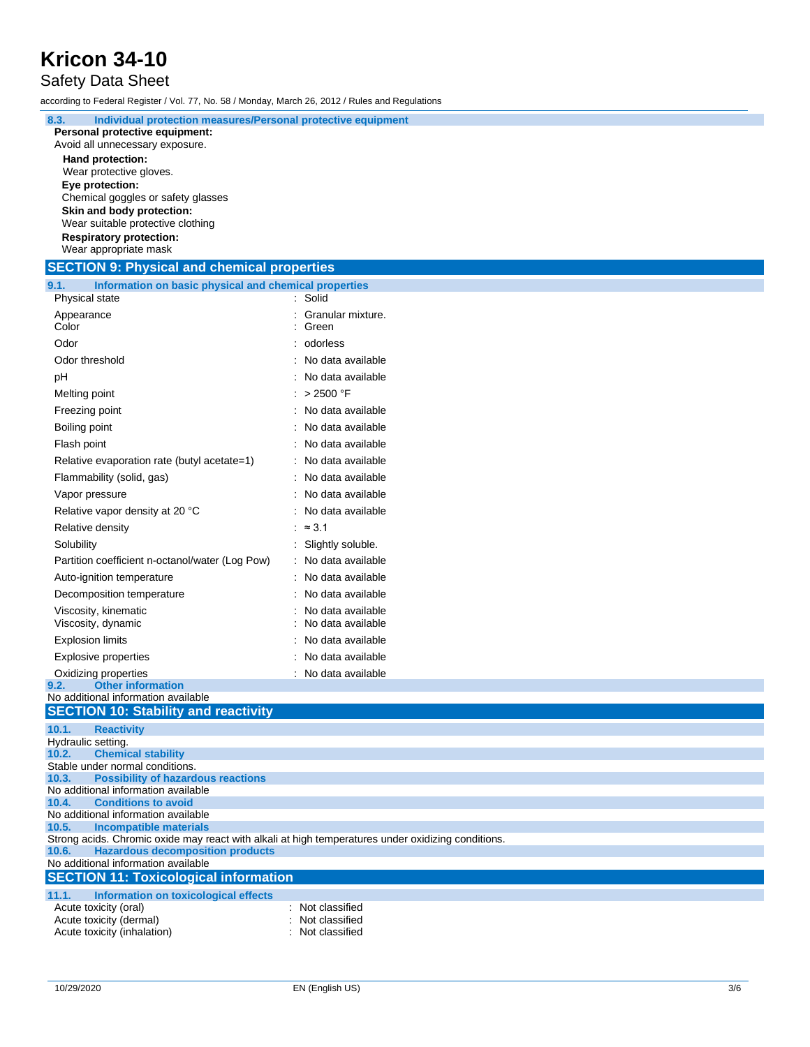#### 8.3. Individual protection measures/Personal protective equipment

**Personal protective equipment:**

Avoid all unnecessary exposure.

**Hand protection:**

Wear protective gloves.

**Eye protection:**

Chemical goggles or safety glasses

**Skin and body protection:**

Wear suitable protective clothing

**Respiratory protection:**

Wear appropriate mask

## SECTION 9: Physical and chemical properties

#### 9.1. Information on basic physical and chemical properties

| Property | Value |
|---|---|
| Physical state | Solid |
| Appearance | Granular mixture. |
| Color | Green |
| Odor | odorless |
| Odor threshold | No data available |
| pH | No data available |
| Melting point | > 2500 °F |
| Freezing point | No data available |
| Boiling point | No data available |
| Flash point | No data available |
| Relative evaporation rate (butyl acetate=1) | No data available |
| Flammability (solid, gas) | No data available |
| Vapor pressure | No data available |
| Relative vapor density at 20 °C | No data available |
| Relative density | ≈ 3.1 |
| Solubility | Slightly soluble. |
| Partition coefficient n-octanol/water (Log Pow) | No data available |
| Auto-ignition temperature | No data available |
| Decomposition temperature | No data available |
| Viscosity, kinematic | No data available |
| Viscosity, dynamic | No data available |
| Explosion limits | No data available |
| Explosive properties | No data available |
| Oxidizing properties | No data available |

#### 9.2. Other information

No additional information available

## SECTION 10: Stability and reactivity

#### 10.1. Reactivity

Hydraulic setting.

#### 10.2. Chemical stability

Stable under normal conditions.

#### 10.3. Possibility of hazardous reactions

No additional information available

#### 10.4. Conditions to avoid

No additional information available

#### 10.5. Incompatible materials

Strong acids. Chromic oxide may react with alkali at high temperatures under oxidizing conditions.

#### 10.6. Hazardous decomposition products

No additional information available

## SECTION 11: Toxicological information

#### 11.1. Information on toxicological effects

| Effect | Classification |
|---|---|
| Acute toxicity (oral) | Not classified |
| Acute toxicity (dermal) | Not classified |
| Acute toxicity (inhalation) | Not classified |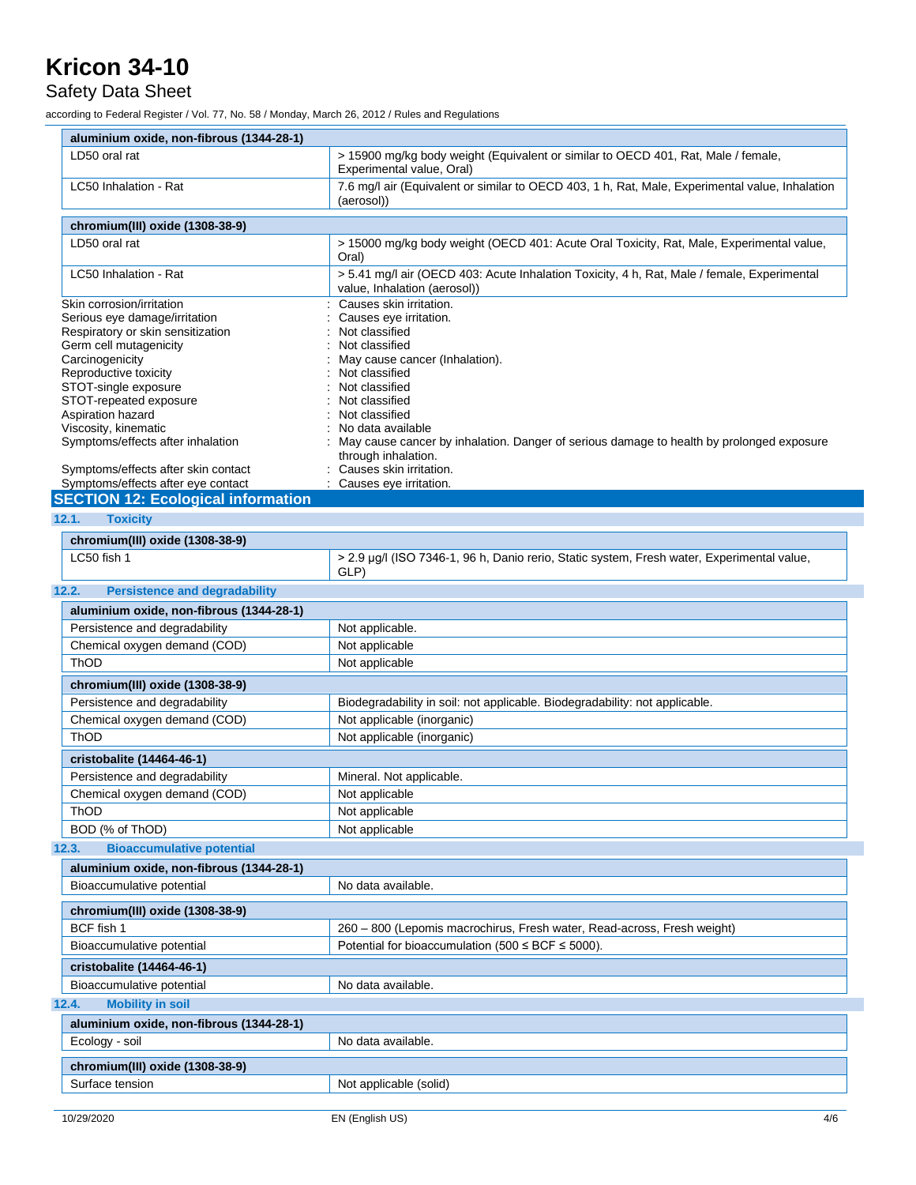| aluminium oxide, non-fibrous (1344-28-1) | |
|---|---|
| LD50 oral rat | > 15900 mg/kg body weight (Equivalent or similar to OECD 401, Rat, Male / female, Experimental value, Oral) |
| LC50 Inhalation - Rat | 7.6 mg/l air (Equivalent or similar to OECD 403, 1 h, Rat, Male, Experimental value, Inhalation (aerosol)) |

| chromium(III) oxide (1308-38-9) | |
|---|---|
| LD50 oral rat | > 15000 mg/kg body weight (OECD 401: Acute Oral Toxicity, Rat, Male, Experimental value, Oral) |
| LC50 Inhalation - Rat | > 5.41 mg/l air (OECD 403: Acute Inhalation Toxicity, 4 h, Rat, Male / female, Experimental value, Inhalation (aerosol)) |

Skin corrosion/irritation : Causes skin irritation.
Serious eye damage/irritation : Causes eye irritation.
Respiratory or skin sensitization : Not classified
Germ cell mutagenicity : Not classified
Carcinogenicity : May cause cancer (Inhalation).
Reproductive toxicity : Not classified
STOT-single exposure : Not classified
STOT-repeated exposure : Not classified
Aspiration hazard : Not classified
Viscosity, kinematic : No data available
Symptoms/effects after inhalation : May cause cancer by inhalation. Danger of serious damage to health by prolonged exposure through inhalation.
Symptoms/effects after skin contact : Causes skin irritation.
Symptoms/effects after eye contact : Causes eye irritation.

## SECTION 12: Ecological information

### 12.1. Toxicity

| chromium(III) oxide (1308-38-9) | |
|---|---|
| LC50 fish 1 | > 2.9 µg/l (ISO 7346-1, 96 h, Danio rerio, Static system, Fresh water, Experimental value, GLP) |

### 12.2. Persistence and degradability

| aluminium oxide, non-fibrous (1344-28-1) | |
|---|---|
| Persistence and degradability | Not applicable. |
| Chemical oxygen demand (COD) | Not applicable |
| ThOD | Not applicable |

| chromium(III) oxide (1308-38-9) | |
|---|---|
| Persistence and degradability | Biodegradability in soil: not applicable. Biodegradability: not applicable. |
| Chemical oxygen demand (COD) | Not applicable (inorganic) |
| ThOD | Not applicable (inorganic) |

| cristobalite (14464-46-1) | |
|---|---|
| Persistence and degradability | Mineral. Not applicable. |
| Chemical oxygen demand (COD) | Not applicable |
| ThOD | Not applicable |
| BOD (% of ThOD) | Not applicable |

### 12.3. Bioaccumulative potential

| aluminium oxide, non-fibrous (1344-28-1) | |
|---|---|
| Bioaccumulative potential | No data available. |

| chromium(III) oxide (1308-38-9) | |
|---|---|
| BCF fish 1 | 260 – 800 (Lepomis macrochirus, Fresh water, Read-across, Fresh weight) |
| Bioaccumulative potential | Potential for bioaccumulation (500 ≤ BCF ≤ 5000). |

| cristobalite (14464-46-1) | |
|---|---|
| Bioaccumulative potential | No data available. |

### 12.4. Mobility in soil

| aluminium oxide, non-fibrous (1344-28-1) | |
|---|---|
| Ecology - soil | No data available. |

| chromium(III) oxide (1308-38-9) | |
|---|---|
| Surface tension | Not applicable (solid) |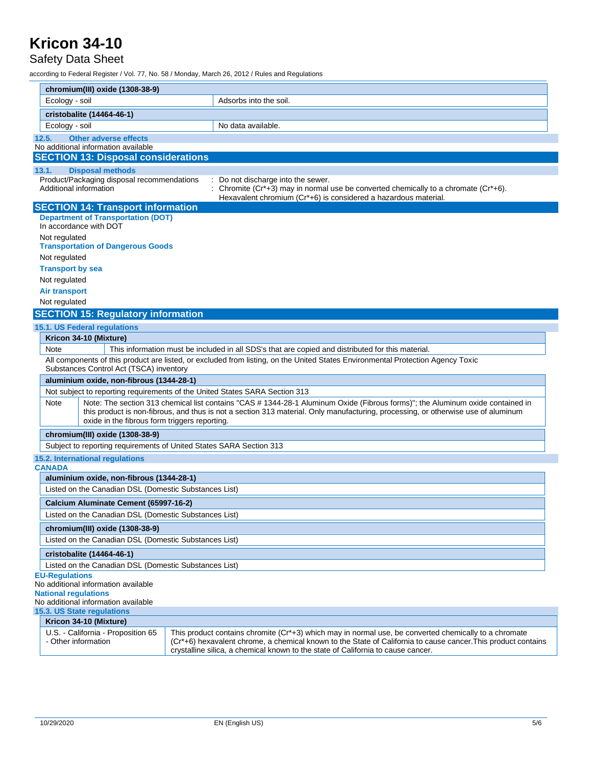| chromium(III) oxide (1308-38-9) | |
|---|---|
| Ecology - soil | Adsorbs into the soil. |

| cristobalite (14464-46-1) | |
|---|---|
| Ecology - soil | No data available. |

### 12.5. Other adverse effects

No additional information available

## SECTION 13: Disposal considerations

### 13.1. Disposal methods

Product/Packaging disposal recommendations : Do not discharge into the sewer.

Additional information : Chromite (Cr*+3) may in normal use be converted chemically to a chromate (Cr*+6). Hexavalent chromium (Cr*+6) is considered a hazardous material.

## SECTION 14: Transport information

**Department of Transportation (DOT)**

In accordance with DOT

Not regulated

**Transportation of Dangerous Goods**

Not regulated

**Transport by sea**

Not regulated

**Air transport**

Not regulated

## SECTION 15: Regulatory information

### 15.1. US Federal regulations

| Kricon 34-10 (Mixture) | |
|---|---|
| Note | This information must be included in all SDS's that are copied and distributed for this material. |

All components of this product are listed, or excluded from listing, on the United States Environmental Protection Agency Toxic Substances Control Act (TSCA) inventory

| aluminium oxide, non-fibrous (1344-28-1) | |
|---|---|
| Not subject to reporting requirements of the United States SARA Section 313 | |
| Note | Note: The section 313 chemical list contains "CAS # 1344-28-1 Aluminum Oxide (Fibrous forms)"; the Aluminum oxide contained in this product is non-fibrous, and thus is not a section 313 material. Only manufacturing, processing, or otherwise use of aluminum oxide in the fibrous form triggers reporting. |

| chromium(III) oxide (1308-38-9) |
|---|
| Subject to reporting requirements of United States SARA Section 313 |

### 15.2. International regulations

**CANADA**

| aluminium oxide, non-fibrous (1344-28-1) |
|---|
| Listed on the Canadian DSL (Domestic Substances List) |

| Calcium Aluminate Cement (65997-16-2) |
|---|
| Listed on the Canadian DSL (Domestic Substances List) |

| chromium(III) oxide (1308-38-9) |
|---|
| Listed on the Canadian DSL (Domestic Substances List) |

| cristobalite (14464-46-1) |
|---|
| Listed on the Canadian DSL (Domestic Substances List) |

**EU-Regulations**

No additional information available

**National regulations**

No additional information available

### 15.3. US State regulations

| Kricon 34-10 (Mixture) | |
|---|---|
| U.S. - California - Proposition 65 - Other information | This product contains chromite (Cr*+3) which may in normal use, be converted chemically to a chromate (Cr*+6) hexavalent chrome, a chemical known to the State of California to cause cancer.This product contains crystalline silica, a chemical known to the state of California to cause cancer. |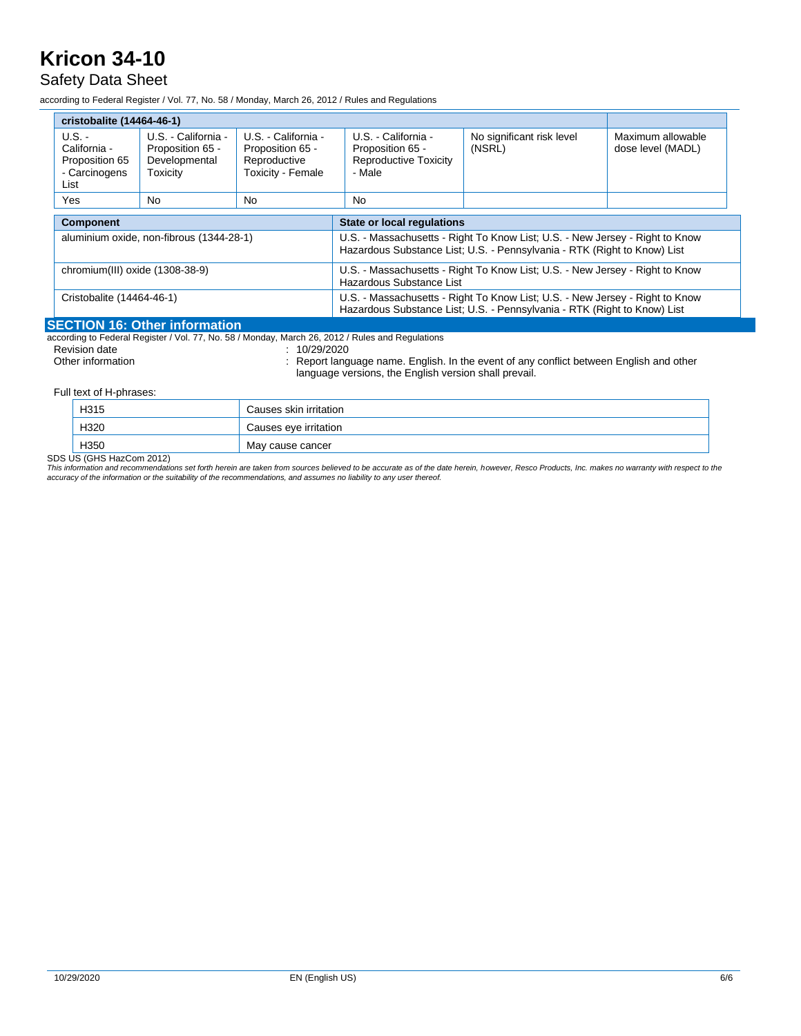| cristobalite (14464-46-1) | | | | | |
|---|---|---|---|---|---|
| U.S. - California - Proposition 65 - Carcinogens List | U.S. - California - Proposition 65 - Developmental Toxicity | U.S. - California - Proposition 65 - Reproductive Toxicity - Female | U.S. - California - Proposition 65 - Reproductive Toxicity - Male | No significant risk level (NSRL) | Maximum allowable dose level (MADL) |
| Yes | No | No | No | | |

| Component | State or local regulations |
|---|---|
| aluminium oxide, non-fibrous (1344-28-1) | U.S. - Massachusetts - Right To Know List; U.S. - New Jersey - Right to Know Hazardous Substance List; U.S. - Pennsylvania - RTK (Right to Know) List |
| chromium(III) oxide (1308-38-9) | U.S. - Massachusetts - Right To Know List; U.S. - New Jersey - Right to Know Hazardous Substance List |
| Cristobalite (14464-46-1) | U.S. - Massachusetts - Right To Know List; U.S. - New Jersey - Right to Know Hazardous Substance List; U.S. - Pennsylvania - RTK (Right to Know) List |

## SECTION 16: Other information

according to Federal Register / Vol. 77, No. 58 / Monday, March 26, 2012 / Rules and Regulations

Revision date : 10/29/2020

Other information : Report language name. English. In the event of any conflict between English and other language versions, the English version shall prevail.

Full text of H-phrases:

| | |
|---|---|
| H315 | Causes skin irritation |
| H320 | Causes eye irritation |
| H350 | May cause cancer |

SDS US (GHS HazCom 2012)

*This information and recommendations set forth herein are taken from sources believed to be accurate as of the date herein, however, Resco Products, Inc. makes no warranty with respect to the accuracy of the information or the suitability of the recommendations, and assumes no liability to any user thereof.*